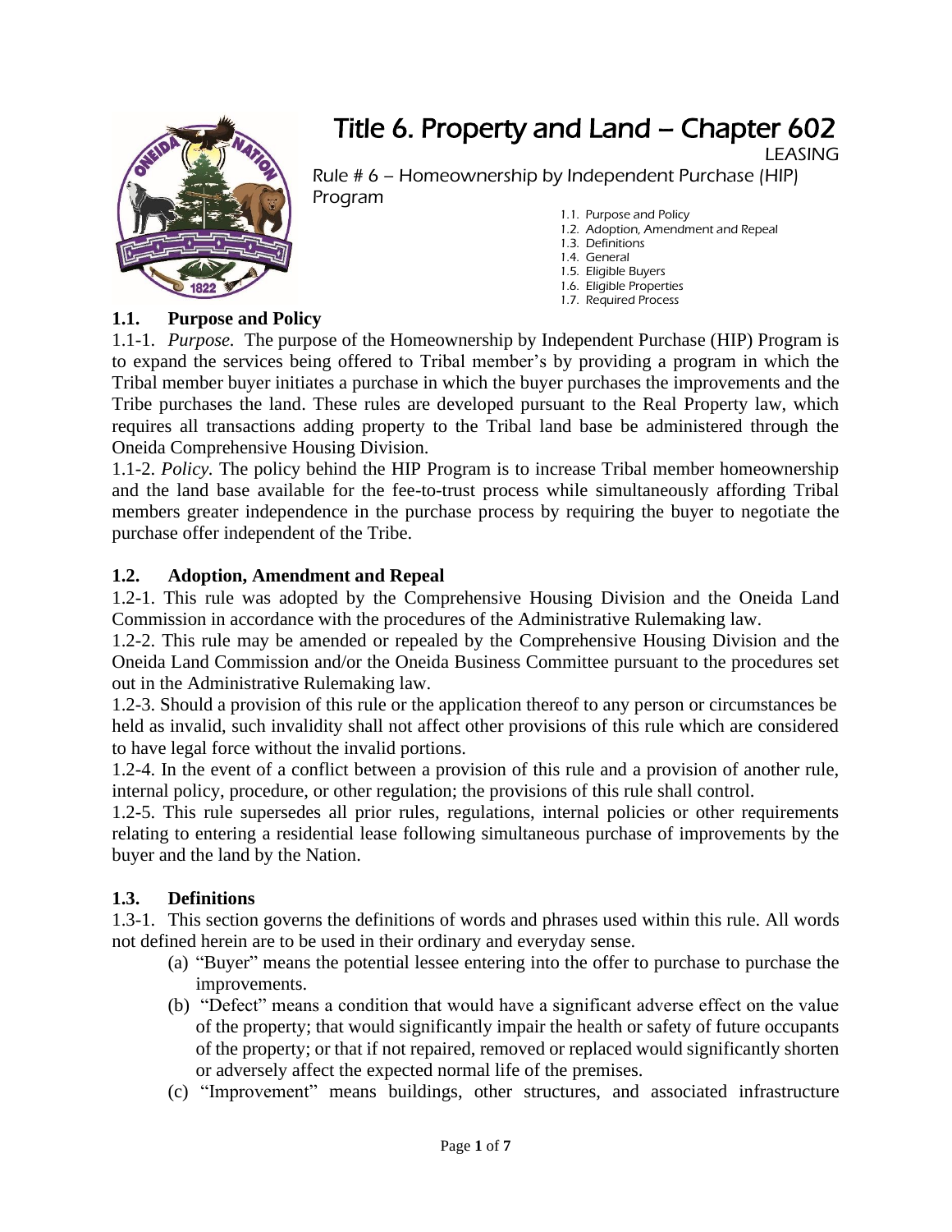# Title 6. Property and Land – Chapter 602

LEASING

Rule # 6 – Homeownership by Independent Purchase (HIP) Program

1.1. Purpose and Policy
1.2. Adoption, Amendment and Repeal
1.3. Definitions
1.4. General
1.5. Eligible Buyers
1.6. Eligible Properties
1.7. Required Process

## 1.1. Purpose and Policy

1.1-1. *Purpose.* The purpose of the Homeownership by Independent Purchase (HIP) Program is to expand the services being offered to Tribal member's by providing a program in which the Tribal member buyer initiates a purchase in which the buyer purchases the improvements and the Tribe purchases the land. These rules are developed pursuant to the Real Property law, which requires all transactions adding property to the Tribal land base be administered through the Oneida Comprehensive Housing Division.

1.1-2. *Policy.* The policy behind the HIP Program is to increase Tribal member homeownership and the land base available for the fee-to-trust process while simultaneously affording Tribal members greater independence in the purchase process by requiring the buyer to negotiate the purchase offer independent of the Tribe.

## 1.2. Adoption, Amendment and Repeal

1.2-1. This rule was adopted by the Comprehensive Housing Division and the Oneida Land Commission in accordance with the procedures of the Administrative Rulemaking law.

1.2-2. This rule may be amended or repealed by the Comprehensive Housing Division and the Oneida Land Commission and/or the Oneida Business Committee pursuant to the procedures set out in the Administrative Rulemaking law.

1.2-3. Should a provision of this rule or the application thereof to any person or circumstances be held as invalid, such invalidity shall not affect other provisions of this rule which are considered to have legal force without the invalid portions.

1.2-4. In the event of a conflict between a provision of this rule and a provision of another rule, internal policy, procedure, or other regulation; the provisions of this rule shall control.

1.2-5. This rule supersedes all prior rules, regulations, internal policies or other requirements relating to entering a residential lease following simultaneous purchase of improvements by the buyer and the land by the Nation.

## 1.3. Definitions

1.3-1. This section governs the definitions of words and phrases used within this rule. All words not defined herein are to be used in their ordinary and everyday sense.

(a) "Buyer" means the potential lessee entering into the offer to purchase to purchase the improvements.

(b) "Defect" means a condition that would have a significant adverse effect on the value of the property; that would significantly impair the health or safety of future occupants of the property; or that if not repaired, removed or replaced would significantly shorten or adversely affect the expected normal life of the premises.

(c) "Improvement" means buildings, other structures, and associated infrastructure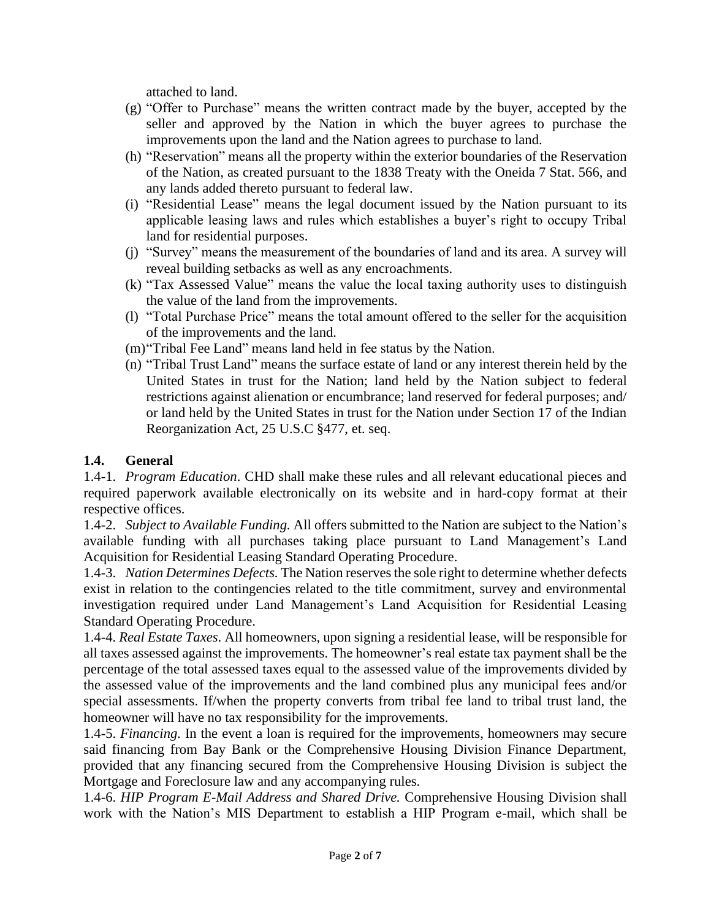attached to land.

(g) "Offer to Purchase" means the written contract made by the buyer, accepted by the seller and approved by the Nation in which the buyer agrees to purchase the improvements upon the land and the Nation agrees to purchase to land.

(h) "Reservation" means all the property within the exterior boundaries of the Reservation of the Nation, as created pursuant to the 1838 Treaty with the Oneida 7 Stat. 566, and any lands added thereto pursuant to federal law.

(i) "Residential Lease" means the legal document issued by the Nation pursuant to its applicable leasing laws and rules which establishes a buyer's right to occupy Tribal land for residential purposes.

(j) "Survey" means the measurement of the boundaries of land and its area. A survey will reveal building setbacks as well as any encroachments.

(k) "Tax Assessed Value" means the value the local taxing authority uses to distinguish the value of the land from the improvements.

(l) "Total Purchase Price" means the total amount offered to the seller for the acquisition of the improvements and the land.

(m) "Tribal Fee Land" means land held in fee status by the Nation.

(n) "Tribal Trust Land" means the surface estate of land or any interest therein held by the United States in trust for the Nation; land held by the Nation subject to federal restrictions against alienation or encumbrance; land reserved for federal purposes; and/ or land held by the United States in trust for the Nation under Section 17 of the Indian Reorganization Act, 25 U.S.C §477, et. seq.

## 1.4. General

1.4-1. *Program Education*. CHD shall make these rules and all relevant educational pieces and required paperwork available electronically on its website and in hard-copy format at their respective offices.

1.4-2. *Subject to Available Funding.* All offers submitted to the Nation are subject to the Nation's available funding with all purchases taking place pursuant to Land Management's Land Acquisition for Residential Leasing Standard Operating Procedure.

1.4-3. *Nation Determines Defects.* The Nation reserves the sole right to determine whether defects exist in relation to the contingencies related to the title commitment, survey and environmental investigation required under Land Management's Land Acquisition for Residential Leasing Standard Operating Procedure.

1.4-4. *Real Estate Taxes*. All homeowners, upon signing a residential lease, will be responsible for all taxes assessed against the improvements. The homeowner's real estate tax payment shall be the percentage of the total assessed taxes equal to the assessed value of the improvements divided by the assessed value of the improvements and the land combined plus any municipal fees and/or special assessments. If/when the property converts from tribal fee land to tribal trust land, the homeowner will have no tax responsibility for the improvements.

1.4-5. *Financing.* In the event a loan is required for the improvements, homeowners may secure said financing from Bay Bank or the Comprehensive Housing Division Finance Department, provided that any financing secured from the Comprehensive Housing Division is subject the Mortgage and Foreclosure law and any accompanying rules.

1.4-6. *HIP Program E-Mail Address and Shared Drive.* Comprehensive Housing Division shall work with the Nation's MIS Department to establish a HIP Program e-mail, which shall be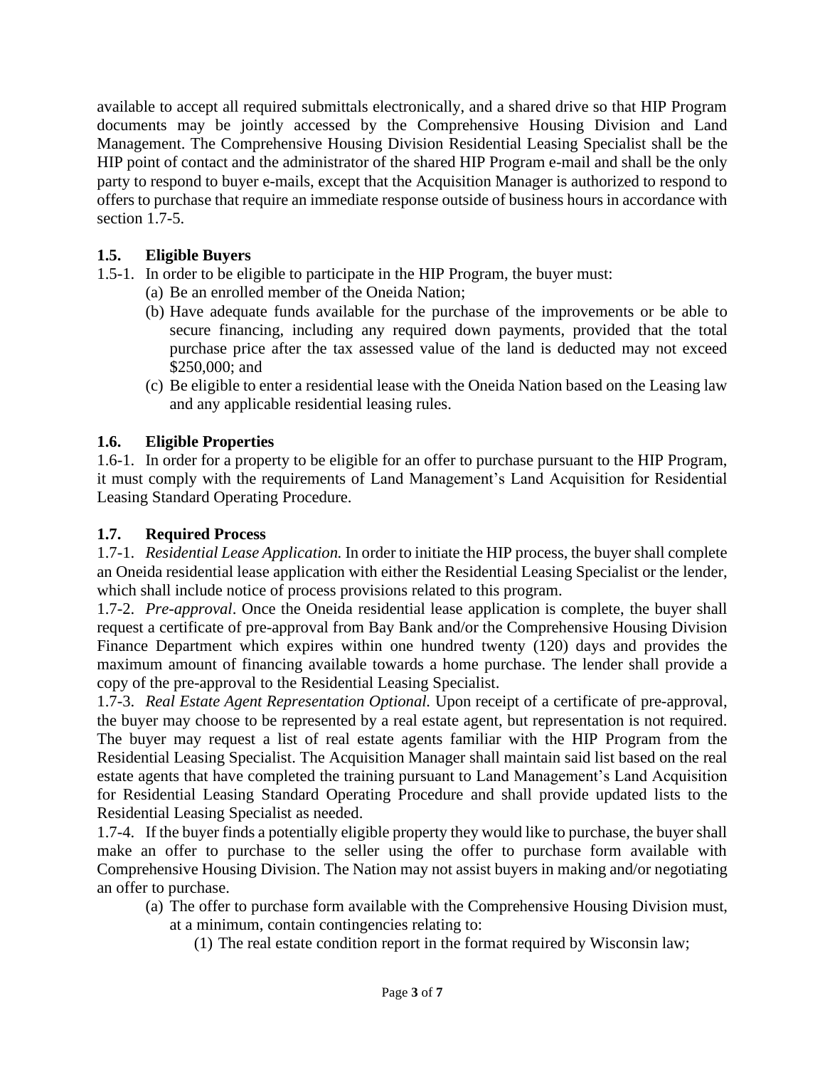available to accept all required submittals electronically, and a shared drive so that HIP Program documents may be jointly accessed by the Comprehensive Housing Division and Land Management. The Comprehensive Housing Division Residential Leasing Specialist shall be the HIP point of contact and the administrator of the shared HIP Program e-mail and shall be the only party to respond to buyer e-mails, except that the Acquisition Manager is authorized to respond to offers to purchase that require an immediate response outside of business hours in accordance with section 1.7-5.

### 1.5. Eligible Buyers

1.5-1. In order to be eligible to participate in the HIP Program, the buyer must:

(a) Be an enrolled member of the Oneida Nation;

(b) Have adequate funds available for the purchase of the improvements or be able to secure financing, including any required down payments, provided that the total purchase price after the tax assessed value of the land is deducted may not exceed $250,000; and

(c) Be eligible to enter a residential lease with the Oneida Nation based on the Leasing law and any applicable residential leasing rules.

### 1.6. Eligible Properties

1.6-1. In order for a property to be eligible for an offer to purchase pursuant to the HIP Program, it must comply with the requirements of Land Management's Land Acquisition for Residential Leasing Standard Operating Procedure.

### 1.7. Required Process

1.7-1. *Residential Lease Application.* In order to initiate the HIP process, the buyer shall complete an Oneida residential lease application with either the Residential Leasing Specialist or the lender, which shall include notice of process provisions related to this program.

1.7-2. *Pre-approval*. Once the Oneida residential lease application is complete, the buyer shall request a certificate of pre-approval from Bay Bank and/or the Comprehensive Housing Division Finance Department which expires within one hundred twenty (120) days and provides the maximum amount of financing available towards a home purchase. The lender shall provide a copy of the pre-approval to the Residential Leasing Specialist.

1.7-3. *Real Estate Agent Representation Optional.* Upon receipt of a certificate of pre-approval, the buyer may choose to be represented by a real estate agent, but representation is not required. The buyer may request a list of real estate agents familiar with the HIP Program from the Residential Leasing Specialist. The Acquisition Manager shall maintain said list based on the real estate agents that have completed the training pursuant to Land Management's Land Acquisition for Residential Leasing Standard Operating Procedure and shall provide updated lists to the Residential Leasing Specialist as needed.

1.7-4. If the buyer finds a potentially eligible property they would like to purchase, the buyer shall make an offer to purchase to the seller using the offer to purchase form available with Comprehensive Housing Division. The Nation may not assist buyers in making and/or negotiating an offer to purchase.

(a) The offer to purchase form available with the Comprehensive Housing Division must, at a minimum, contain contingencies relating to:

(1) The real estate condition report in the format required by Wisconsin law;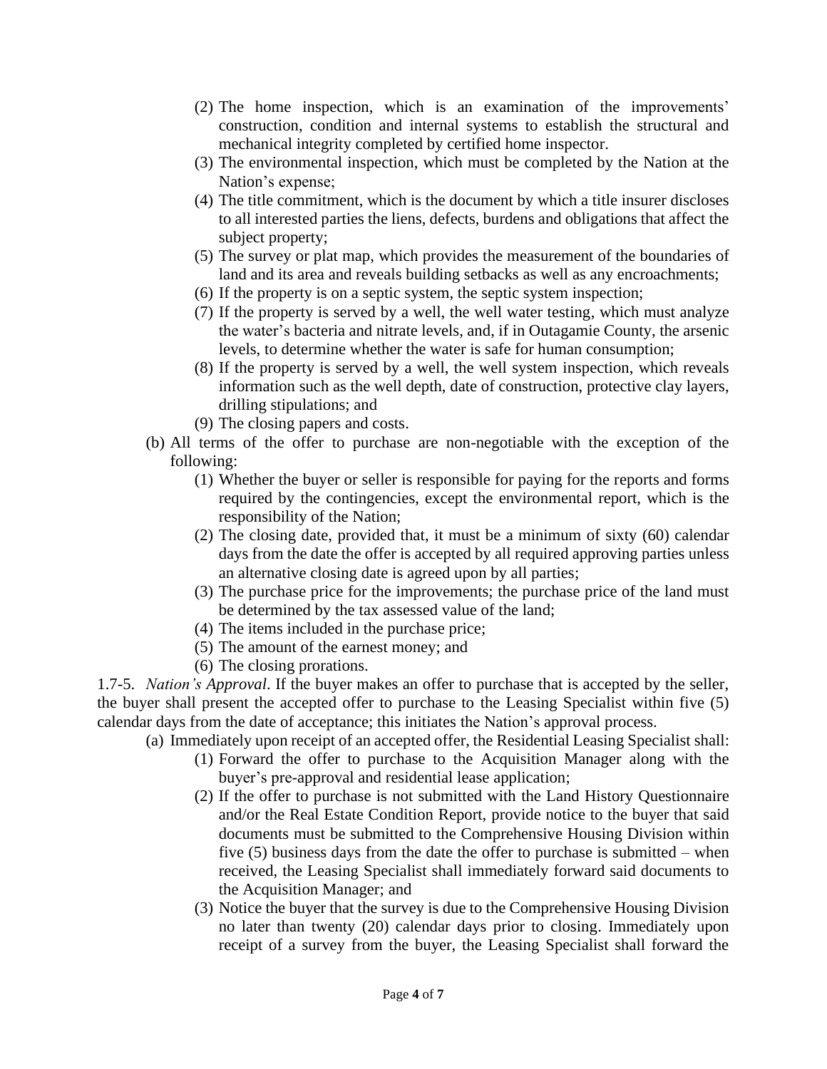(2) The home inspection, which is an examination of the improvements' construction, condition and internal systems to establish the structural and mechanical integrity completed by certified home inspector.
(3) The environmental inspection, which must be completed by the Nation at the Nation's expense;
(4) The title commitment, which is the document by which a title insurer discloses to all interested parties the liens, defects, burdens and obligations that affect the subject property;
(5) The survey or plat map, which provides the measurement of the boundaries of land and its area and reveals building setbacks as well as any encroachments;
(6) If the property is on a septic system, the septic system inspection;
(7) If the property is served by a well, the well water testing, which must analyze the water's bacteria and nitrate levels, and, if in Outagamie County, the arsenic levels, to determine whether the water is safe for human consumption;
(8) If the property is served by a well, the well system inspection, which reveals information such as the well depth, date of construction, protective clay layers, drilling stipulations; and
(9) The closing papers and costs.

(b) All terms of the offer to purchase are non-negotiable with the exception of the following:
(1) Whether the buyer or seller is responsible for paying for the reports and forms required by the contingencies, except the environmental report, which is the responsibility of the Nation;
(2) The closing date, provided that, it must be a minimum of sixty (60) calendar days from the date the offer is accepted by all required approving parties unless an alternative closing date is agreed upon by all parties;
(3) The purchase price for the improvements; the purchase price of the land must be determined by the tax assessed value of the land;
(4) The items included in the purchase price;
(5) The amount of the earnest money; and
(6) The closing prorations.

1.7-5. *Nation's Approval*. If the buyer makes an offer to purchase that is accepted by the seller, the buyer shall present the accepted offer to purchase to the Leasing Specialist within five (5) calendar days from the date of acceptance; this initiates the Nation's approval process.

(a) Immediately upon receipt of an accepted offer, the Residential Leasing Specialist shall:
(1) Forward the offer to purchase to the Acquisition Manager along with the buyer's pre-approval and residential lease application;
(2) If the offer to purchase is not submitted with the Land History Questionnaire and/or the Real Estate Condition Report, provide notice to the buyer that said documents must be submitted to the Comprehensive Housing Division within five (5) business days from the date the offer to purchase is submitted – when received, the Leasing Specialist shall immediately forward said documents to the Acquisition Manager; and
(3) Notice the buyer that the survey is due to the Comprehensive Housing Division no later than twenty (20) calendar days prior to closing. Immediately upon receipt of a survey from the buyer, the Leasing Specialist shall forward the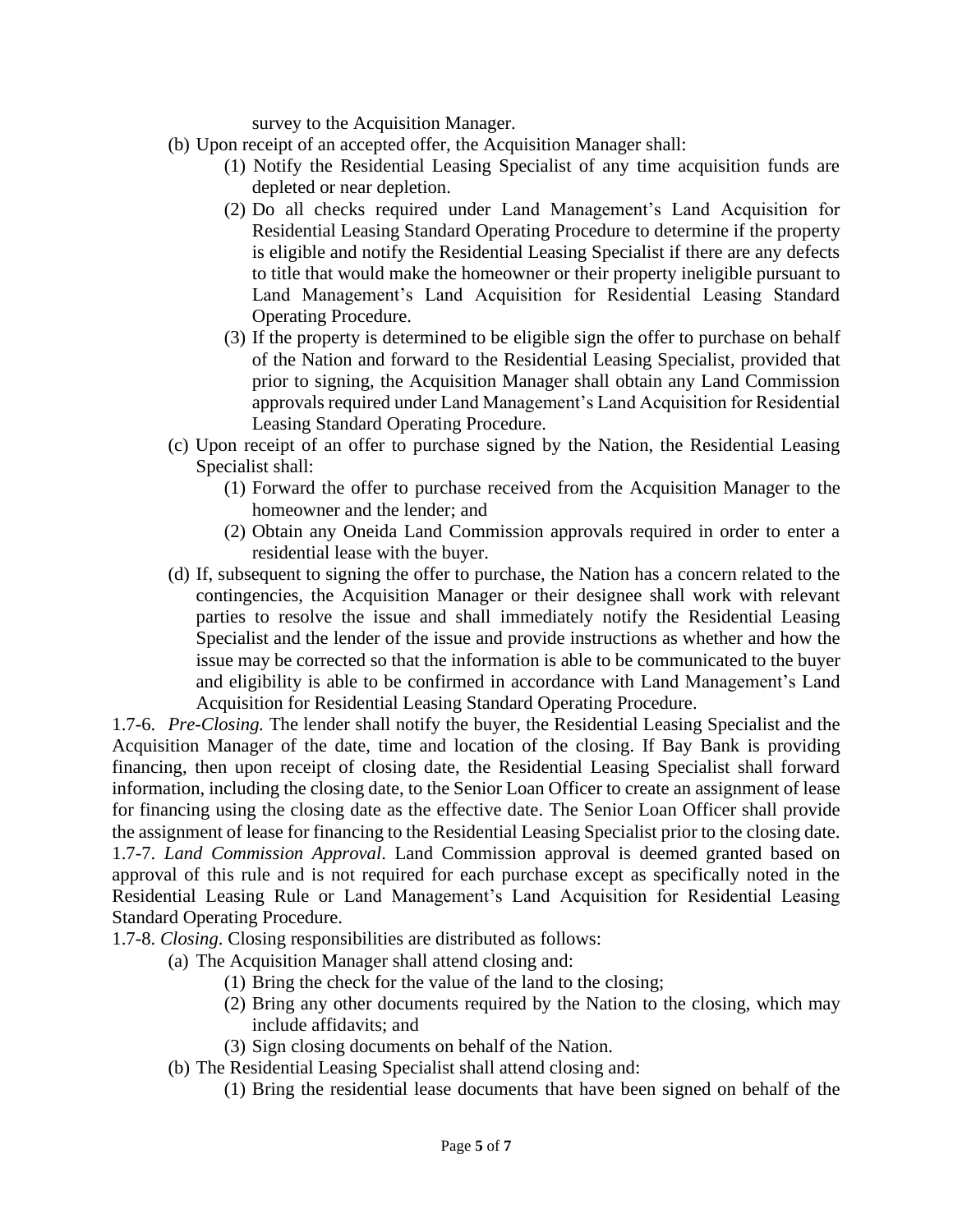survey to the Acquisition Manager.

(b) Upon receipt of an accepted offer, the Acquisition Manager shall:

   (1) Notify the Residential Leasing Specialist of any time acquisition funds are depleted or near depletion.

   (2) Do all checks required under Land Management's Land Acquisition for Residential Leasing Standard Operating Procedure to determine if the property is eligible and notify the Residential Leasing Specialist if there are any defects to title that would make the homeowner or their property ineligible pursuant to Land Management's Land Acquisition for Residential Leasing Standard Operating Procedure.

   (3) If the property is determined to be eligible sign the offer to purchase on behalf of the Nation and forward to the Residential Leasing Specialist, provided that prior to signing, the Acquisition Manager shall obtain any Land Commission approvals required under Land Management's Land Acquisition for Residential Leasing Standard Operating Procedure.

(c) Upon receipt of an offer to purchase signed by the Nation, the Residential Leasing Specialist shall:

   (1) Forward the offer to purchase received from the Acquisition Manager to the homeowner and the lender; and

   (2) Obtain any Oneida Land Commission approvals required in order to enter a residential lease with the buyer.

(d) If, subsequent to signing the offer to purchase, the Nation has a concern related to the contingencies, the Acquisition Manager or their designee shall work with relevant parties to resolve the issue and shall immediately notify the Residential Leasing Specialist and the lender of the issue and provide instructions as whether and how the issue may be corrected so that the information is able to be communicated to the buyer and eligibility is able to be confirmed in accordance with Land Management's Land Acquisition for Residential Leasing Standard Operating Procedure.

1.7-6. *Pre-Closing.* The lender shall notify the buyer, the Residential Leasing Specialist and the Acquisition Manager of the date, time and location of the closing. If Bay Bank is providing financing, then upon receipt of closing date, the Residential Leasing Specialist shall forward information, including the closing date, to the Senior Loan Officer to create an assignment of lease for financing using the closing date as the effective date. The Senior Loan Officer shall provide the assignment of lease for financing to the Residential Leasing Specialist prior to the closing date.

1.7-7. *Land Commission Approval*. Land Commission approval is deemed granted based on approval of this rule and is not required for each purchase except as specifically noted in the Residential Leasing Rule or Land Management's Land Acquisition for Residential Leasing Standard Operating Procedure.

1.7-8. *Closing*. Closing responsibilities are distributed as follows:

(a) The Acquisition Manager shall attend closing and:

   (1) Bring the check for the value of the land to the closing;

   (2) Bring any other documents required by the Nation to the closing, which may include affidavits; and

   (3) Sign closing documents on behalf of the Nation.

(b) The Residential Leasing Specialist shall attend closing and:

   (1) Bring the residential lease documents that have been signed on behalf of the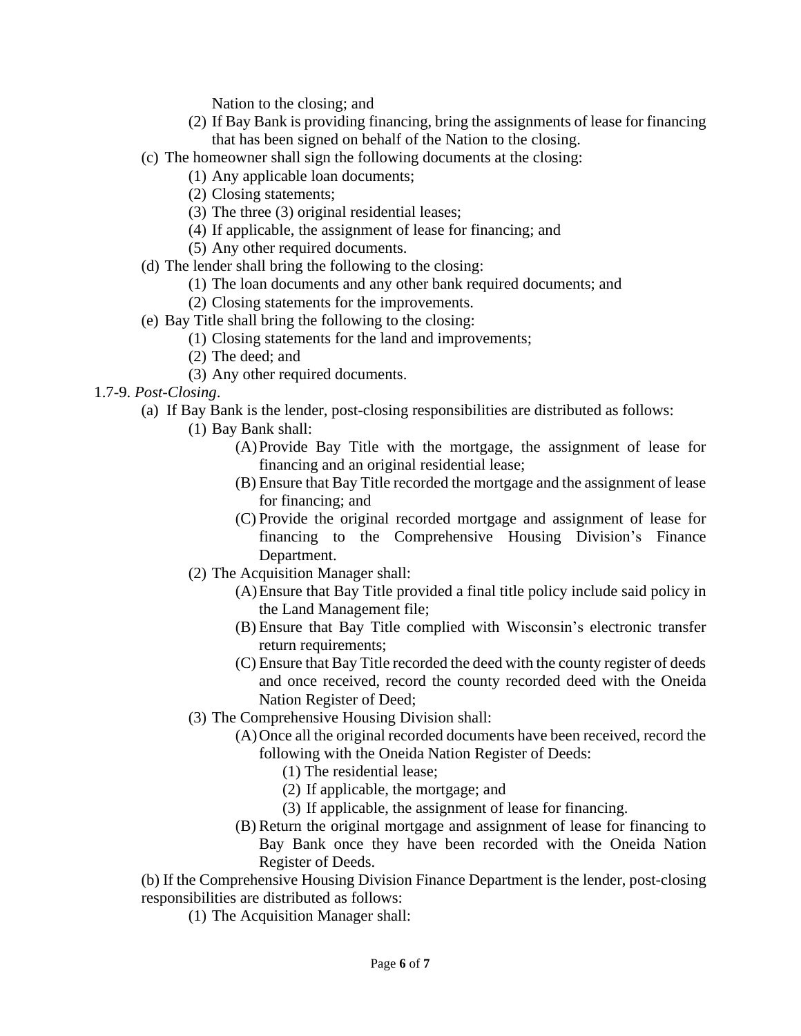Nation to the closing; and

(2) If Bay Bank is providing financing, bring the assignments of lease for financing that has been signed on behalf of the Nation to the closing.

(c) The homeowner shall sign the following documents at the closing:

(1) Any applicable loan documents;

(2) Closing statements;

(3) The three (3) original residential leases;

(4) If applicable, the assignment of lease for financing; and

(5) Any other required documents.

(d) The lender shall bring the following to the closing:

(1) The loan documents and any other bank required documents; and

(2) Closing statements for the improvements.

(e) Bay Title shall bring the following to the closing:

(1) Closing statements for the land and improvements;

(2) The deed; and

(3) Any other required documents.

1.7-9. *Post-Closing*.

(a) If Bay Bank is the lender, post-closing responsibilities are distributed as follows:

(1) Bay Bank shall:

(A) Provide Bay Title with the mortgage, the assignment of lease for financing and an original residential lease;

(B) Ensure that Bay Title recorded the mortgage and the assignment of lease for financing; and

(C) Provide the original recorded mortgage and assignment of lease for financing to the Comprehensive Housing Division's Finance Department.

(2) The Acquisition Manager shall:

(A) Ensure that Bay Title provided a final title policy include said policy in the Land Management file;

(B) Ensure that Bay Title complied with Wisconsin's electronic transfer return requirements;

(C) Ensure that Bay Title recorded the deed with the county register of deeds and once received, record the county recorded deed with the Oneida Nation Register of Deed;

(3) The Comprehensive Housing Division shall:

(A) Once all the original recorded documents have been received, record the following with the Oneida Nation Register of Deeds:

(1) The residential lease;

(2) If applicable, the mortgage; and

(3) If applicable, the assignment of lease for financing.

(B) Return the original mortgage and assignment of lease for financing to Bay Bank once they have been recorded with the Oneida Nation Register of Deeds.

(b) If the Comprehensive Housing Division Finance Department is the lender, post-closing responsibilities are distributed as follows:

(1) The Acquisition Manager shall: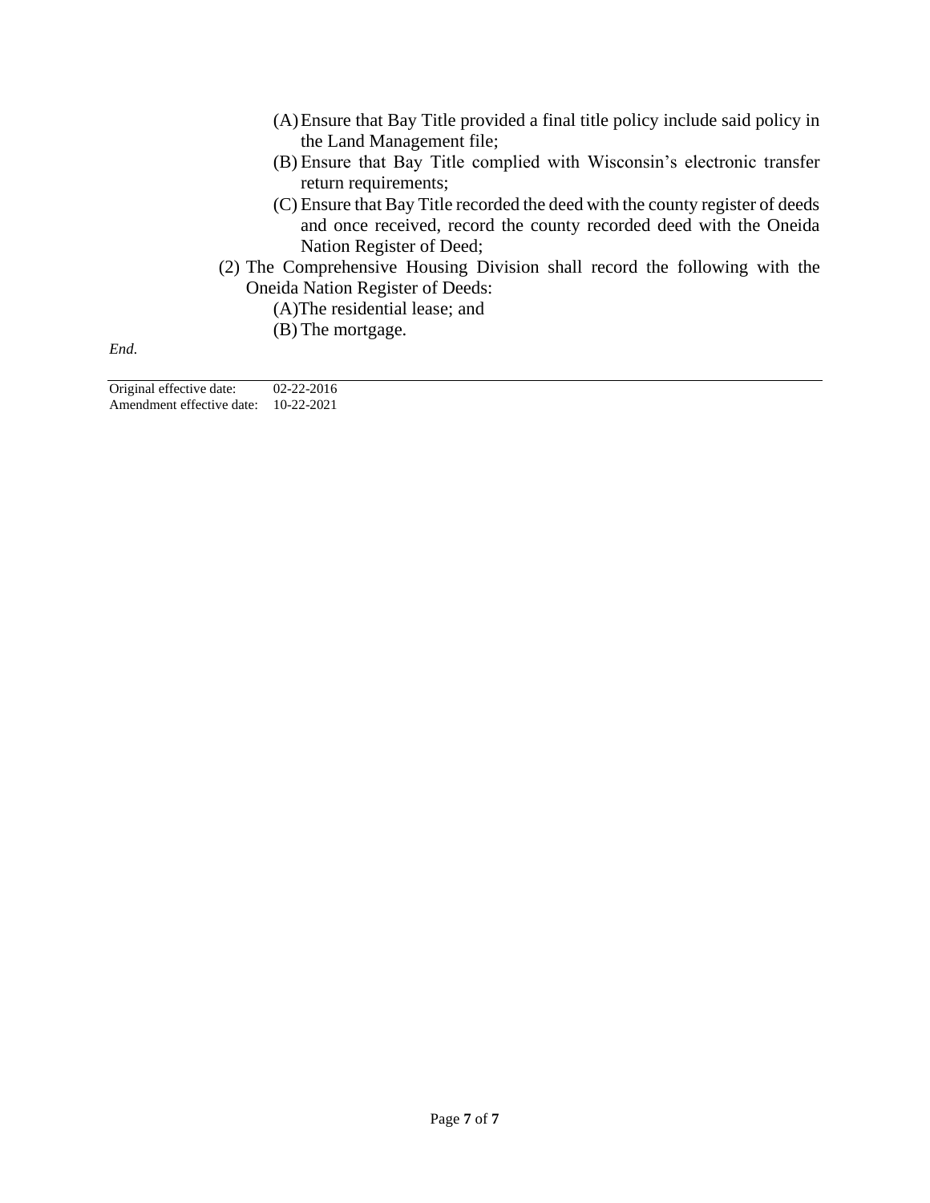(A) Ensure that Bay Title provided a final title policy include said policy in the Land Management file;

(B) Ensure that Bay Title complied with Wisconsin's electronic transfer return requirements;

(C) Ensure that Bay Title recorded the deed with the county register of deeds and once received, record the county recorded deed with the Oneida Nation Register of Deed;

(2) The Comprehensive Housing Division shall record the following with the Oneida Nation Register of Deeds:

(A) The residential lease; and

(B) The mortgage.

*End.*

---

Original effective date: 02-22-2016
Amendment effective date: 10-22-2021